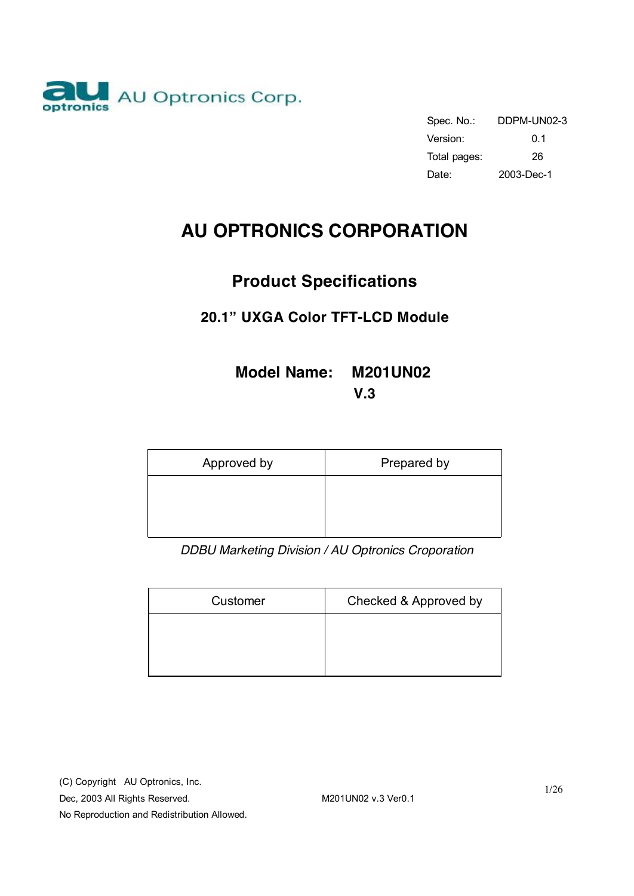AU Optronics Corp.

| Spec. No.: | DDPM-UN02-3 |
| --- | --- |
| Version: | 0.1 |
| Total pages: | 26 |
| Date: | 2003-Dec-1 |

# AU OPTRONICS CORPORATION

## Product Specifications

### 20.1" UXGA Color TFT-LCD Module

### Model Name: M201UN02 V.3

| Approved by | Prepared by |
| --- | --- |
| | |

*DDBU Marketing Division / AU Optronics Croporation*

| Customer | Checked & Approved by |
| --- | --- |
| | |

(C) Copyright AU Optronics, Inc.
Dec, 2003 All Rights Reserved.
No Reproduction and Redistribution Allowed.

M201UN02 v.3 Ver0.1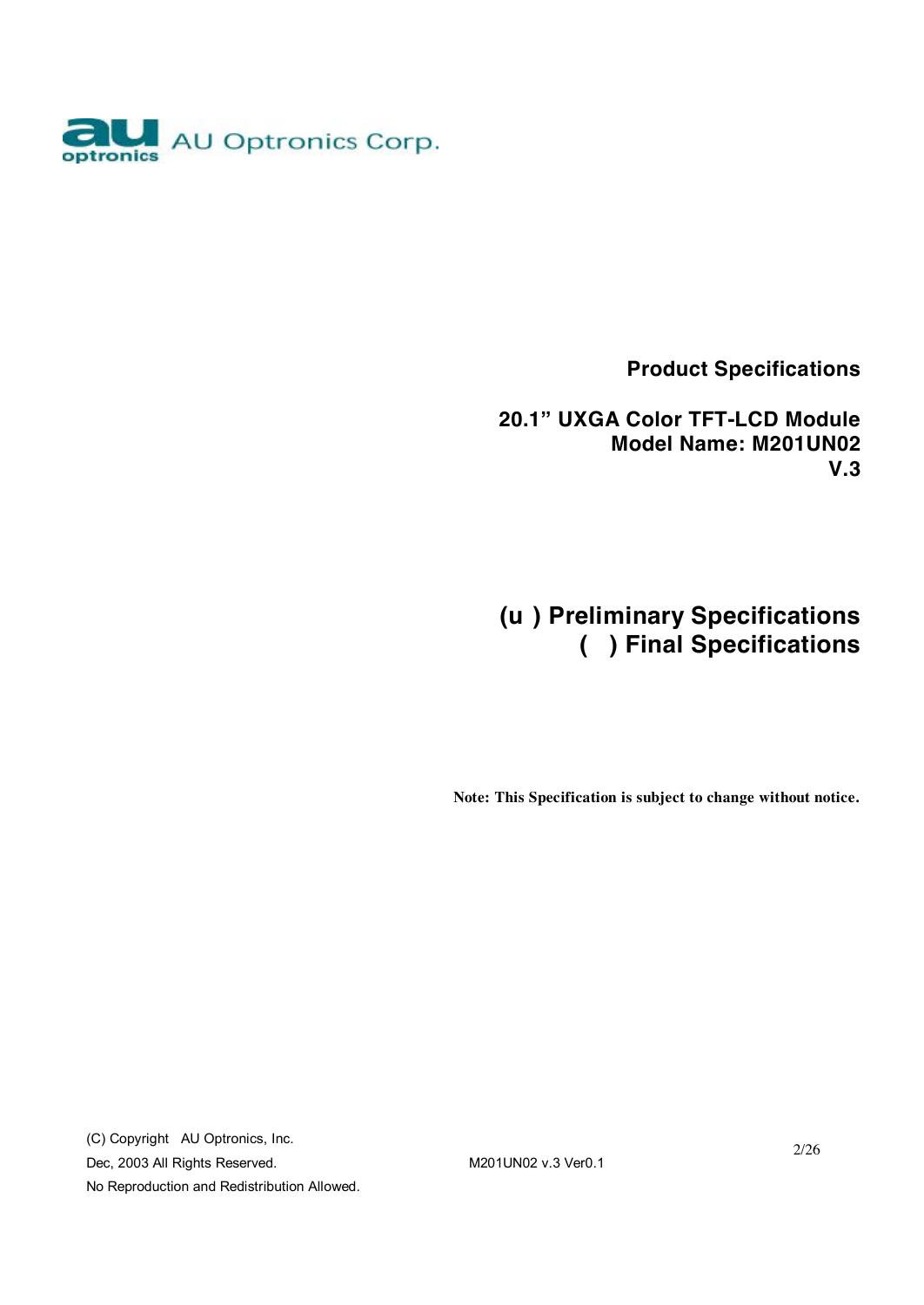AU Optronics Corp.

**Product Specifications**

**20.1" UXGA Color TFT-LCD Module**
**Model Name: M201UN02**
**V.3**

## (u ) Preliminary Specifications
## (   ) Final Specifications

**Note: This Specification is subject to change without notice.**

(C) Copyright AU Optronics, Inc.
Dec, 2003 All Rights Reserved.
No Reproduction and Redistribution Allowed.

M201UN02 v.3 Ver0.1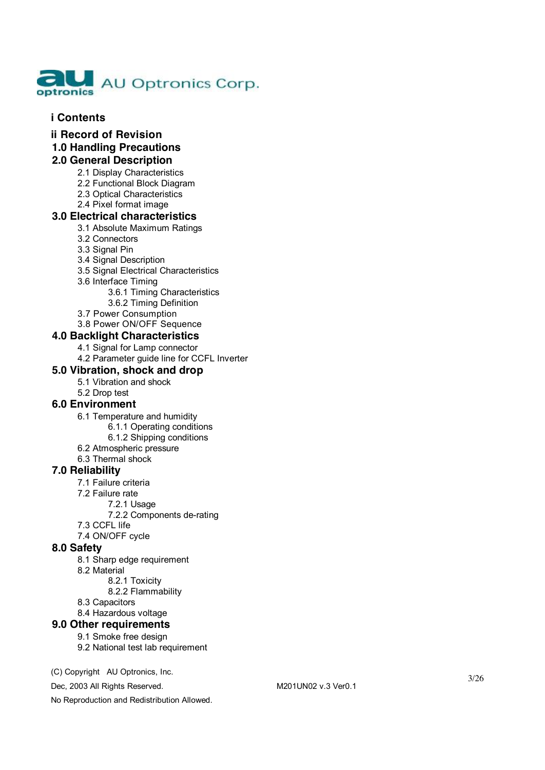## i Contents

## ii Record of Revision

## 1.0 Handling Precautions

## 2.0 General Description

- 2.1 Display Characteristics
- 2.2 Functional Block Diagram
- 2.3 Optical Characteristics
- 2.4 Pixel format image

## 3.0 Electrical characteristics

- 3.1 Absolute Maximum Ratings
- 3.2 Connectors
- 3.3 Signal Pin
- 3.4 Signal Description
- 3.5 Signal Electrical Characteristics
- 3.6 Interface Timing
  - 3.6.1 Timing Characteristics
  - 3.6.2 Timing Definition
- 3.7 Power Consumption
- 3.8 Power ON/OFF Sequence

## 4.0 Backlight Characteristics

- 4.1 Signal for Lamp connector
- 4.2 Parameter guide line for CCFL Inverter

## 5.0 Vibration, shock and drop

- 5.1 Vibration and shock
- 5.2 Drop test

## 6.0 Environment

- 6.1 Temperature and humidity
  - 6.1.1 Operating conditions
  - 6.1.2 Shipping conditions
- 6.2 Atmospheric pressure
- 6.3 Thermal shock

## 7.0 Reliability

- 7.1 Failure criteria
- 7.2 Failure rate
  - 7.2.1 Usage
  - 7.2.2 Components de-rating
- 7.3 CCFL life
- 7.4 ON/OFF cycle

## 8.0 Safety

- 8.1 Sharp edge requirement
- 8.2 Material
  - 8.2.1 Toxicity
  - 8.2.2 Flammability
- 8.3 Capacitors
- 8.4 Hazardous voltage

## 9.0 Other requirements

- 9.1 Smoke free design
- 9.2 National test lab requirement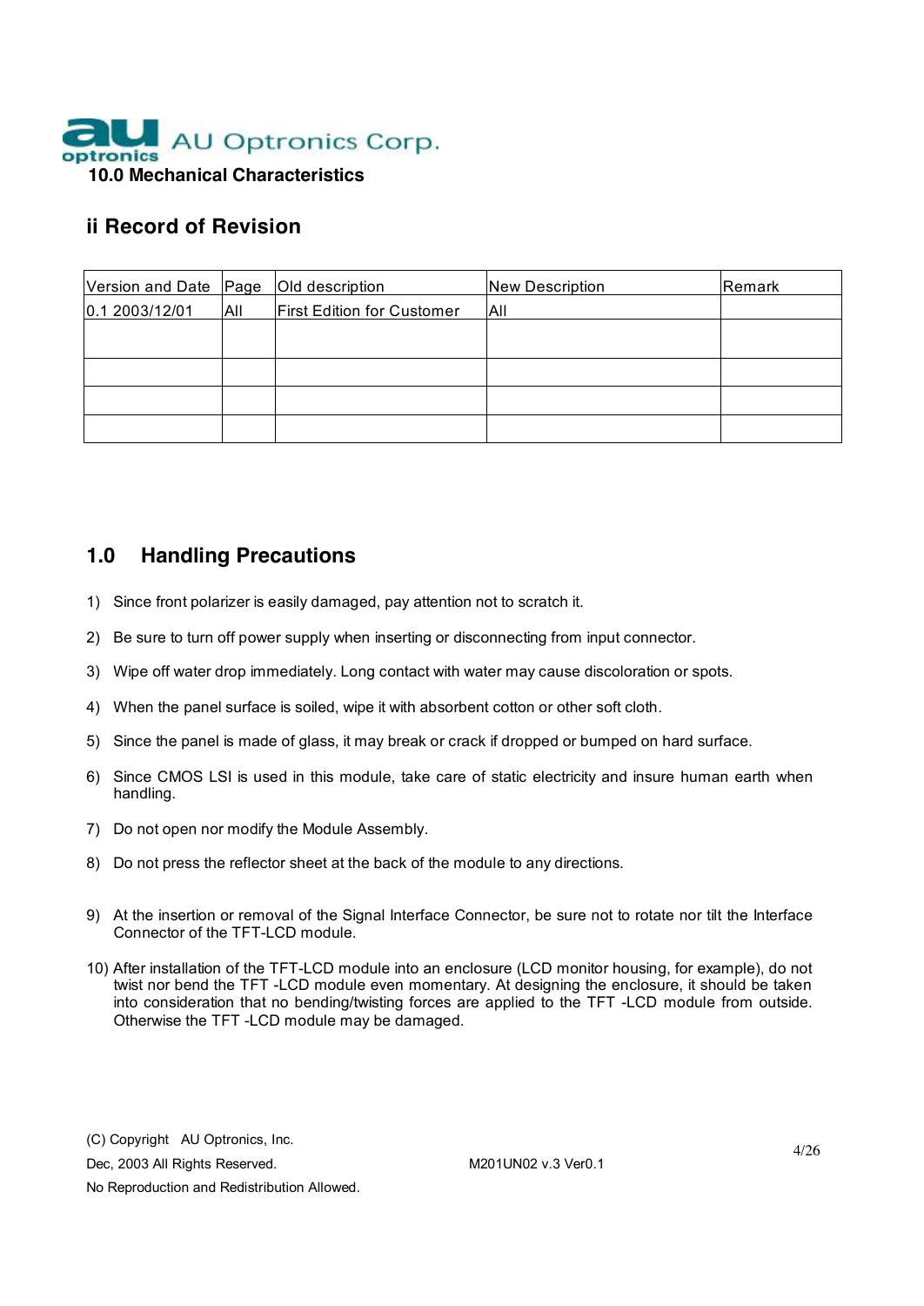**10.0 Mechanical Characteristics**

## ii Record of Revision

| Version and Date | Page | Old description | New Description | Remark |
|---|---|---|---|---|
| 0.1 2003/12/01 | All | First Edition for Customer | All | |
| | | | | |
| | | | | |
| | | | | |
| | | | | |

## 1.0 Handling Precautions

1) Since front polarizer is easily damaged, pay attention not to scratch it.
2) Be sure to turn off power supply when inserting or disconnecting from input connector.
3) Wipe off water drop immediately. Long contact with water may cause discoloration or spots.
4) When the panel surface is soiled, wipe it with absorbent cotton or other soft cloth.
5) Since the panel is made of glass, it may break or crack if dropped or bumped on hard surface.
6) Since CMOS LSI is used in this module, take care of static electricity and insure human earth when handling.
7) Do not open nor modify the Module Assembly.
8) Do not press the reflector sheet at the back of the module to any directions.
9) At the insertion or removal of the Signal Interface Connector, be sure not to rotate nor tilt the Interface Connector of the TFT-LCD module.
10) After installation of the TFT-LCD module into an enclosure (LCD monitor housing, for example), do not twist nor bend the TFT -LCD module even momentary. At designing the enclosure, it should be taken into consideration that no bending/twisting forces are applied to the TFT -LCD module from outside. Otherwise the TFT -LCD module may be damaged.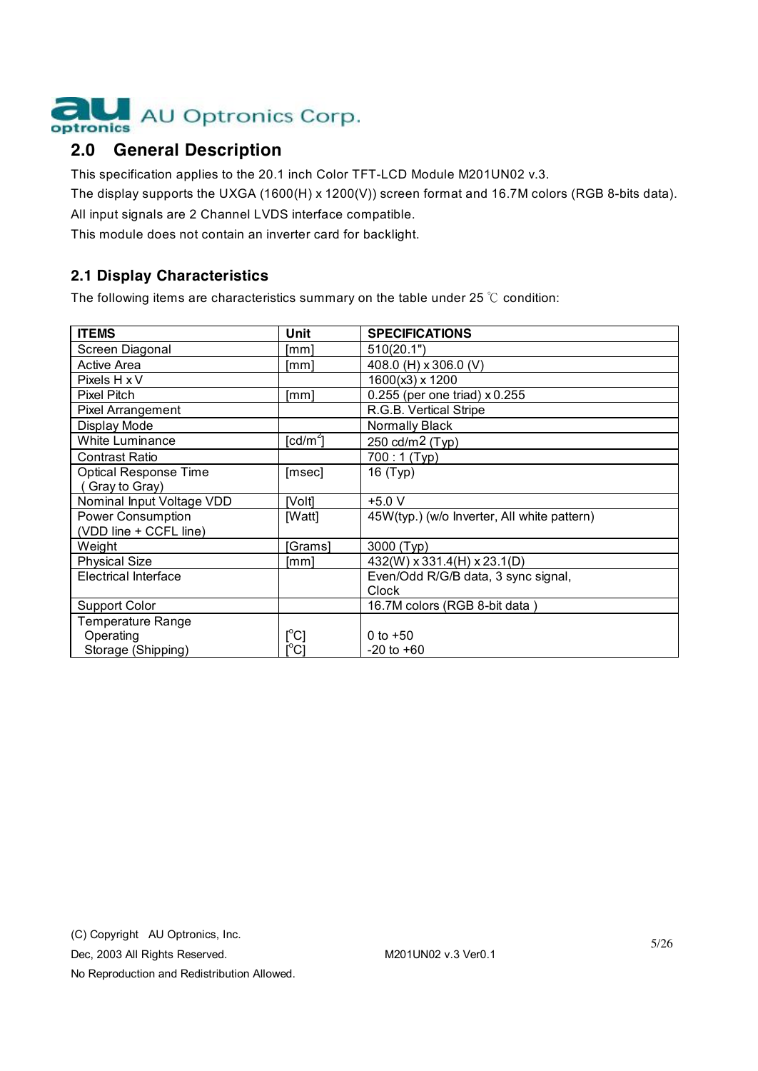## 2.0 General Description

This specification applies to the 20.1 inch Color TFT-LCD Module M201UN02 v.3.

The display supports the UXGA (1600(H) x 1200(V)) screen format and 16.7M colors (RGB 8-bits data).

All input signals are 2 Channel LVDS interface compatible.

This module does not contain an inverter card for backlight.

### 2.1 Display Characteristics

The following items are characteristics summary on the table under 25 ℃ condition:

| ITEMS | Unit | SPECIFICATIONS |
|---|---|---|
| Screen Diagonal | [mm] | 510(20.1") |
| Active Area | [mm] | 408.0 (H) x 306.0 (V) |
| Pixels H x V | | 1600(x3) x 1200 |
| Pixel Pitch | [mm] | 0.255 (per one triad) x 0.255 |
| Pixel Arrangement | | R.G.B. Vertical Stripe |
| Display Mode | | Normally Black |
| White Luminance | [cd/m$^2$] | 250 cd/m2 (Typ) |
| Contrast Ratio | | 700 : 1 (Typ) |
| Optical Response Time ( Gray to Gray) | [msec] | 16 (Typ) |
| Nominal Input Voltage VDD | [Volt] | +5.0 V |
| Power Consumption (VDD line + CCFL line) | [Watt] | 45W(typ.) (w/o Inverter, All white pattern) |
| Weight | [Grams] | 3000 (Typ) |
| Physical Size | [mm] | 432(W) x 331.4(H) x 23.1(D) |
| Electrical Interface | | Even/Odd R/G/B data, 3 sync signal, Clock |
| Support Color | | 16.7M colors (RGB 8-bit data ) |
| Temperature Range | | |
| Operating | [°C] | 0 to +50 |
| Storage (Shipping) | [°C] | -20 to +60 |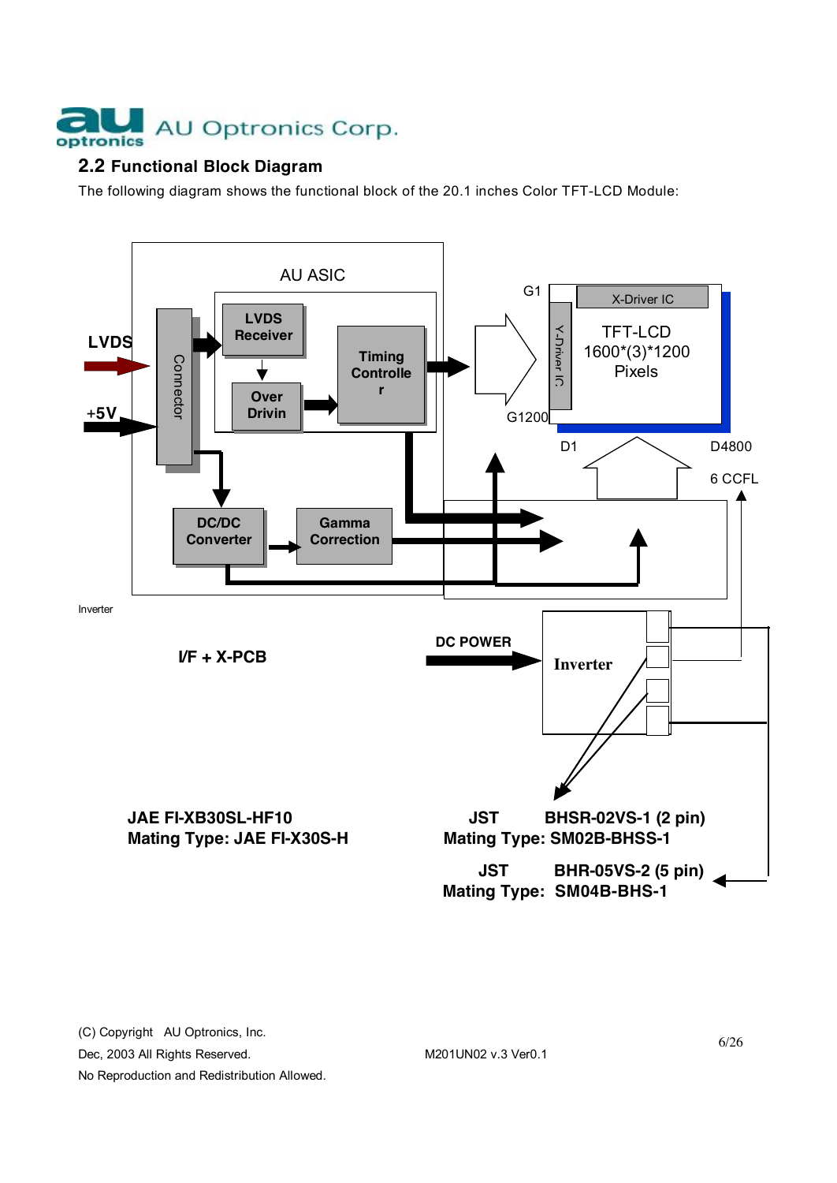## 2.2 Functional Block Diagram

The following diagram shows the functional block of the 20.1 inches Color TFT-LCD Module:

AU ASIC

LVDS

+5V

Connector

LVDS Receiver

Over Drivin

Timing Controller

DC/DC Converter

Gamma Correction

G1

G1200

Y-Driver IC

X-Driver IC

TFT-LCD 1600*(3)*1200 Pixels

D1

D4800

6 CCFL

Inverter

I/F + X-PCB

DC POWER

Inverter

**JAE FI-XB30SL-HF10**
**Mating Type: JAE FI-X30S-H**

**JST BHSR-02VS-1 (2 pin)**
**Mating Type: SM02B-BHSS-1**

**JST BHR-05VS-2 (5 pin)**
**Mating Type: SM04B-BHS-1**

(C) Copyright AU Optronics, Inc.
Dec, 2003 All Rights Reserved.
No Reproduction and Redistribution Allowed.

M201UN02 v.3 Ver0.1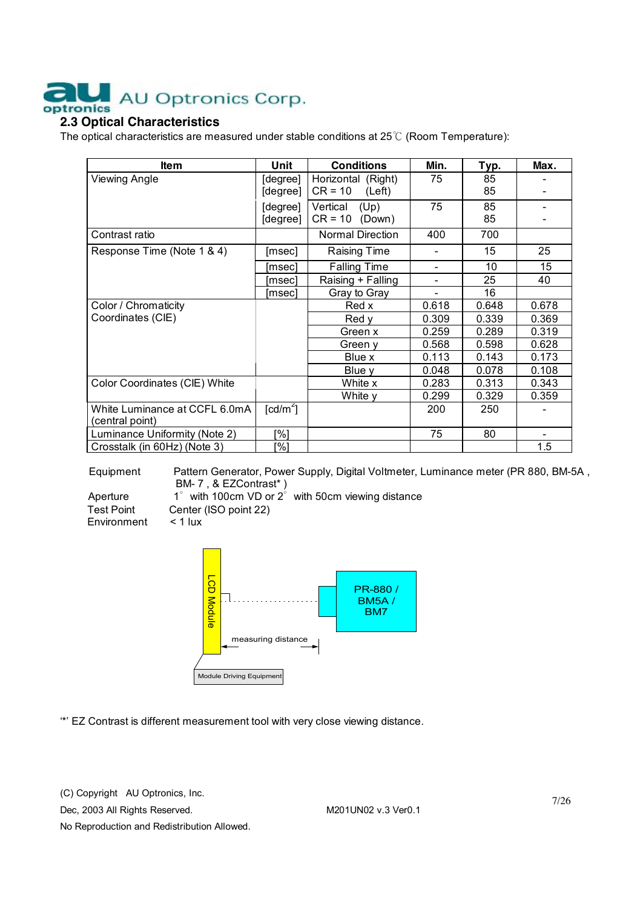## 2.3 Optical Characteristics

The optical characteristics are measured under stable conditions at 25℃ (Room Temperature):

| Item | Unit | Conditions | Min. | Typ. | Max. |
|---|---|---|---|---|---|
| Viewing Angle | [degree] | Horizontal (Right) | 75 | 85 | - |
| | [degree] | CR = 10 (Left) | | 85 | - |
| | [degree] | Vertical (Up) | 75 | 85 | - |
| | [degree] | CR = 10 (Down) | | 85 | - |
| Contrast ratio | | Normal Direction | 400 | 700 | |
| Response Time (Note 1 & 4) | [msec] | Raising Time | - | 15 | 25 |
| | [msec] | Falling Time | - | 10 | 15 |
| | [msec] | Raising + Falling | - | 25 | 40 |
| | [msec] | Gray to Gray | - | 16 | |
| Color / Chromaticity Coordinates (CIE) | | Red x | 0.618 | 0.648 | 0.678 |
| | | Red y | 0.309 | 0.339 | 0.369 |
| | | Green x | 0.259 | 0.289 | 0.319 |
| | | Green y | 0.568 | 0.598 | 0.628 |
| | | Blue x | 0.113 | 0.143 | 0.173 |
| | | Blue y | 0.048 | 0.078 | 0.108 |
| Color Coordinates (CIE) White | | White x | 0.283 | 0.313 | 0.343 |
| | | White y | 0.299 | 0.329 | 0.359 |
| White Luminance at CCFL 6.0mA (central point) | [cd/m$^2$] | | 200 | 250 | - |
| Luminance Uniformity (Note 2) | [%] | | 75 | 80 | - |
| Crosstalk (in 60Hz) (Note 3) | [%] | | | | 1.5 |

Equipment: Pattern Generator, Power Supply, Digital Voltmeter, Luminance meter (PR 880, BM-5A , BM- 7 , & EZContrast* )

Aperture: 1° with 100cm VD or 2° with 50cm viewing distance

Test Point: Center (ISO point 22)

Environment: < 1 lux

LCD Module — measuring distance — PR-880 / BM5A / BM7

Module Driving Equipment

'*' EZ Contrast is different measurement tool with very close viewing distance.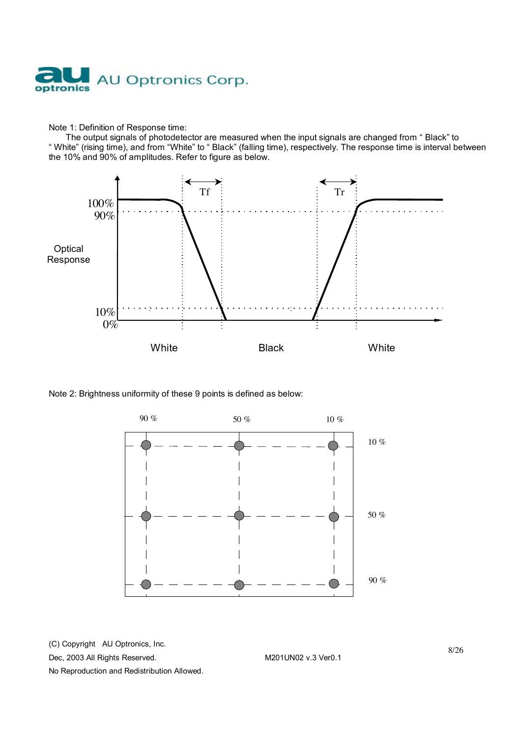Note 1: Definition of Response time:

The output signals of photodetector are measured when the input signals are changed from " Black" to " White" (rising time), and from "White" to " Black" (falling time), respectively. The response time is interval between the 10% and 90% of amplitudes. Refer to figure as below.

Note 2: Brightness uniformity of these 9 points is defined as below: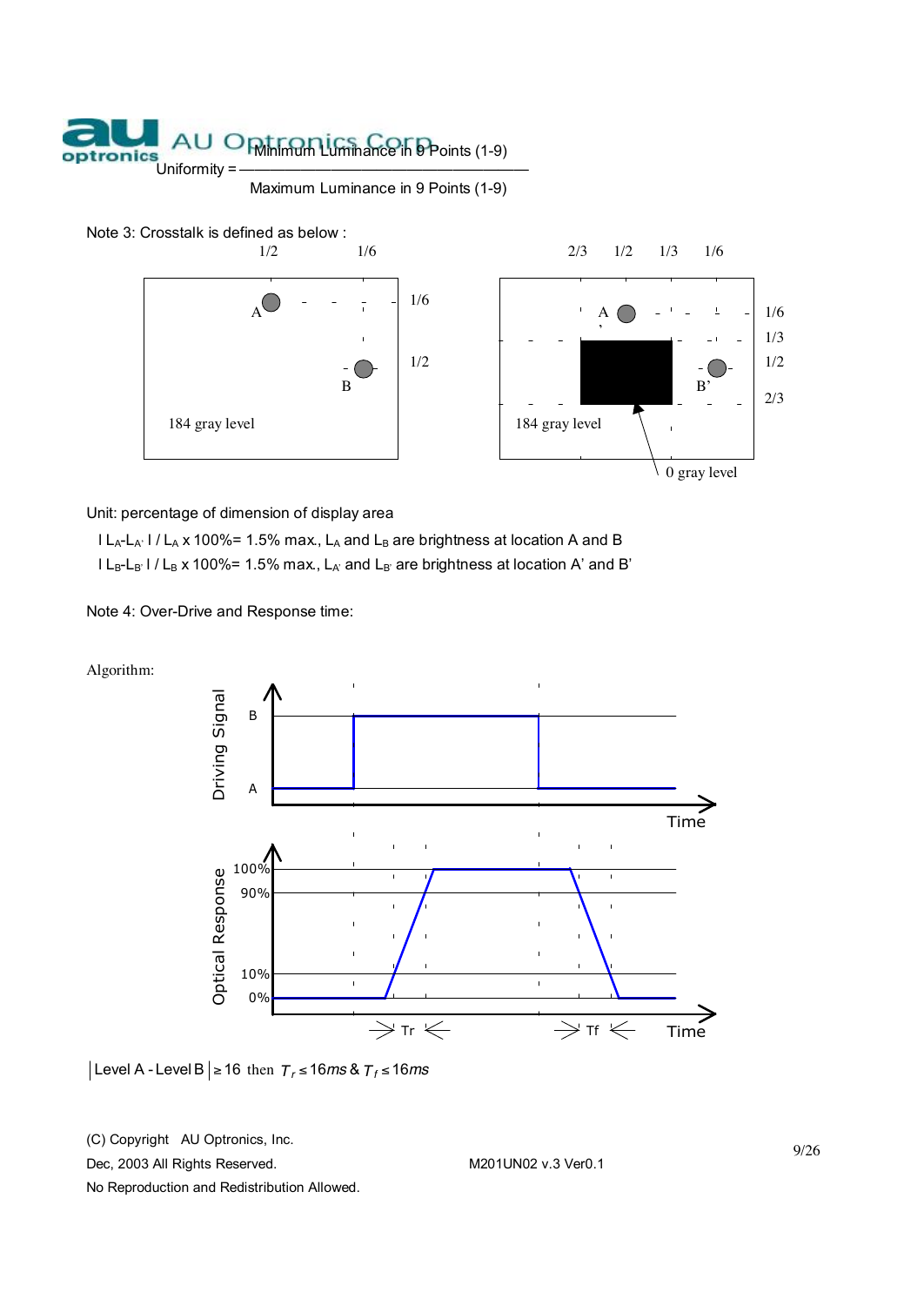$$\text{Uniformity} = \frac{\text{Minimum Luminance in 9 Points (1-9)}}{\text{Maximum Luminance in 9 Points (1-9)}}$$

Note 3: Crosstalk is defined as below :

Unit: percentage of dimension of display area

$| L_A - L_{A'} | / L_A \times 100\% = 1.5\%$ max., $L_A$ and $L_B$ are brightness at location A and B

$| L_B - L_{B'} | / L_B \times 100\% = 1.5\%$ max., $L_{A'}$ and $L_{B'}$ are brightness at location A' and B'

Note 4: Over-Drive and Response time:

Algorithm:

$|\text{Level A} - \text{Level B}| \geq 16$ then $T_r \leq 16ms$ & $T_f \leq 16ms$

(C) Copyright AU Optronics, Inc.
Dec, 2003 All Rights Reserved.
No Reproduction and Redistribution Allowed.

M201UN02 v.3 Ver0.1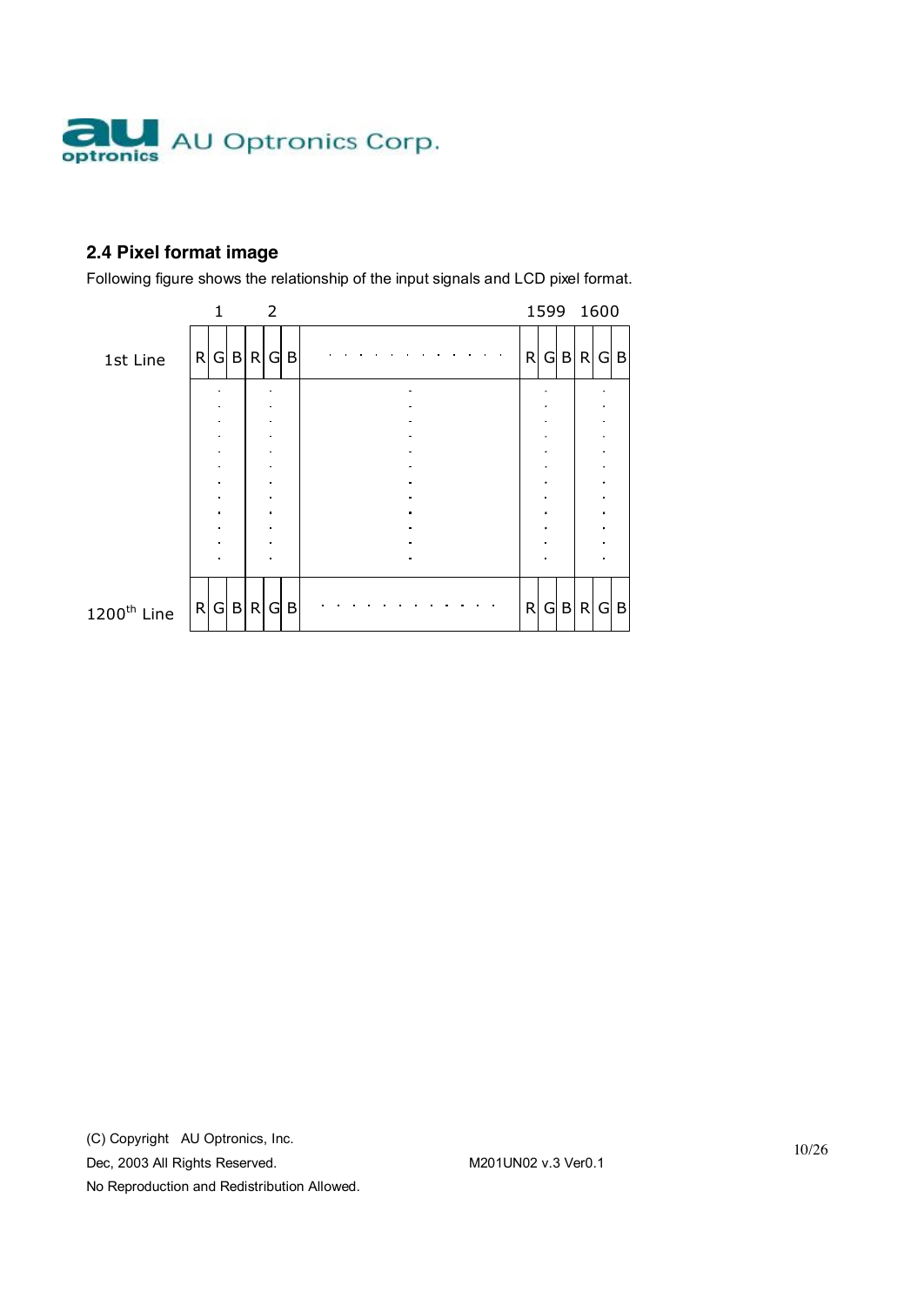## 2.4 Pixel format image

Following figure shows the relationship of the input signals and LCD pixel format.

| | 1 | | | 2 | | | | 1599 | | | 1600 | | |
|---|---|---|---|---|---|---|---|---|---|---|---|---|---|
| 1st Line | R | G | B | R | G | B | . . . . . . . . . . . . | R | G | B | R | G | B |
| | | ⋮ | | | ⋮ | | ⋮ | | ⋮ | | | ⋮ | |
| 1200th Line | R | G | B | R | G | B | . . . . . . . . . . . . | R | G | B | R | G | B |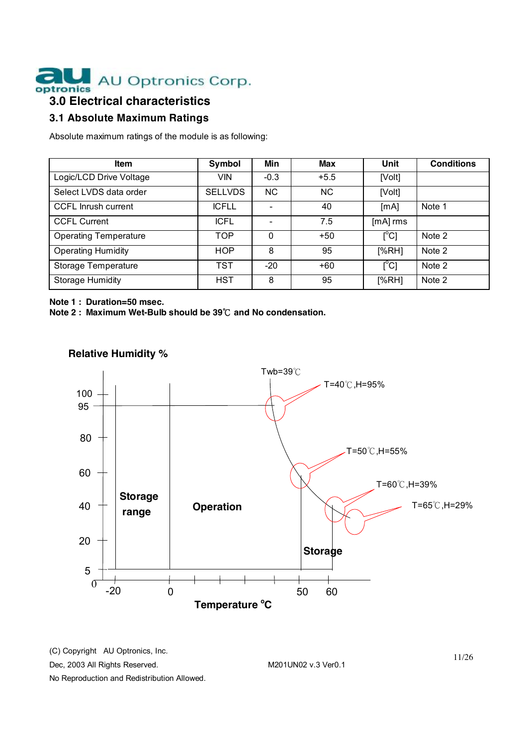## 3.0 Electrical characteristics

### 3.1 Absolute Maximum Ratings

Absolute maximum ratings of the module is as following:

| Item | Symbol | Min | Max | Unit | Conditions |
|---|---|---|---|---|---|
| Logic/LCD Drive Voltage | VIN | -0.3 | +5.5 | [Volt] | |
| Select LVDS data order | SELLVDS | NC | NC | [Volt] | |
| CCFL Inrush current | ICFLL | - | 40 | [mA] | Note 1 |
| CCFL Current | ICFL | - | 7.5 | [mA] rms | |
| Operating Temperature | TOP | 0 | +50 | [°C] | Note 2 |
| Operating Humidity | HOP | 8 | 95 | [%RH] | Note 2 |
| Storage Temperature | TST | -20 | +60 | [°C] | Note 2 |
| Storage Humidity | HST | 8 | 95 | [%RH] | Note 2 |

**Note 1 : Duration=50 msec.**

**Note 2 : Maximum Wet-Bulb should be 39℃ and No condensation.**

**Relative Humidity %**

Twb=39℃

T=40℃,H=95%

T=50℃,H=55%

T=60℃,H=39%

T=65℃,H=29%

**Storage range**

**Operation**

**Storage**

**Temperature °C**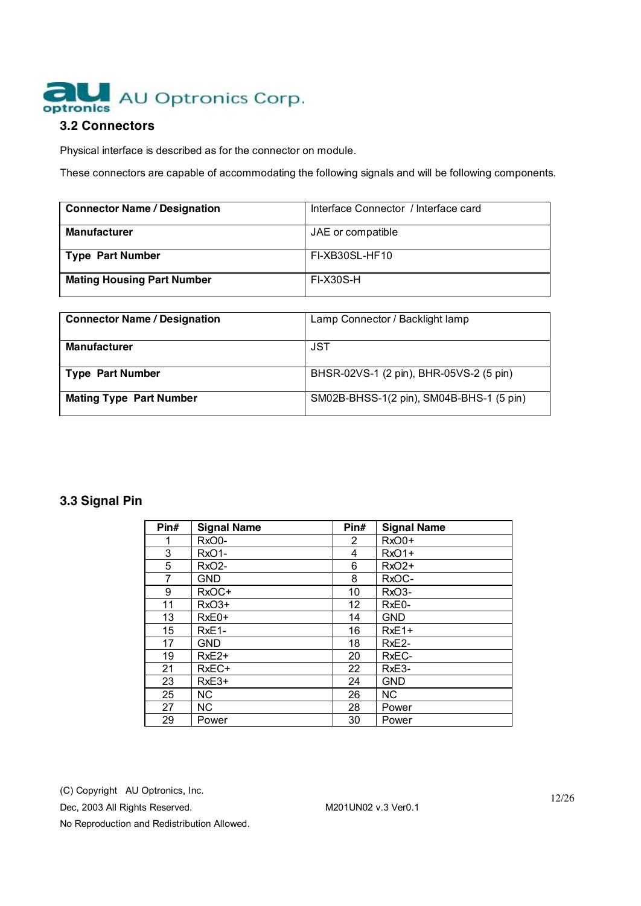## 3.2 Connectors

Physical interface is described as for the connector on module.

These connectors are capable of accommodating the following signals and will be following components.

| **Connector Name / Designation** | Interface Connector / Interface card |
|---|---|
| **Manufacturer** | JAE or compatible |
| **Type Part Number** | FI-XB30SL-HF10 |
| **Mating Housing Part Number** | FI-X30S-H |

| **Connector Name / Designation** | Lamp Connector / Backlight lamp |
|---|---|
| **Manufacturer** | JST |
| **Type Part Number** | BHSR-02VS-1 (2 pin), BHR-05VS-2 (5 pin) |
| **Mating Type Part Number** | SM02B-BHSS-1(2 pin), SM04B-BHS-1 (5 pin) |

## 3.3 Signal Pin

| Pin# | Signal Name | Pin# | Signal Name |
|---|---|---|---|
| 1 | RxO0- | 2 | RxO0+ |
| 3 | RxO1- | 4 | RxO1+ |
| 5 | RxO2- | 6 | RxO2+ |
| 7 | GND | 8 | RxOC- |
| 9 | RxOC+ | 10 | RxO3- |
| 11 | RxO3+ | 12 | RxE0- |
| 13 | RxE0+ | 14 | GND |
| 15 | RxE1- | 16 | RxE1+ |
| 17 | GND | 18 | RxE2- |
| 19 | RxE2+ | 20 | RxEC- |
| 21 | RxEC+ | 22 | RxE3- |
| 23 | RxE3+ | 24 | GND |
| 25 | NC | 26 | NC |
| 27 | NC | 28 | Power |
| 29 | Power | 30 | Power |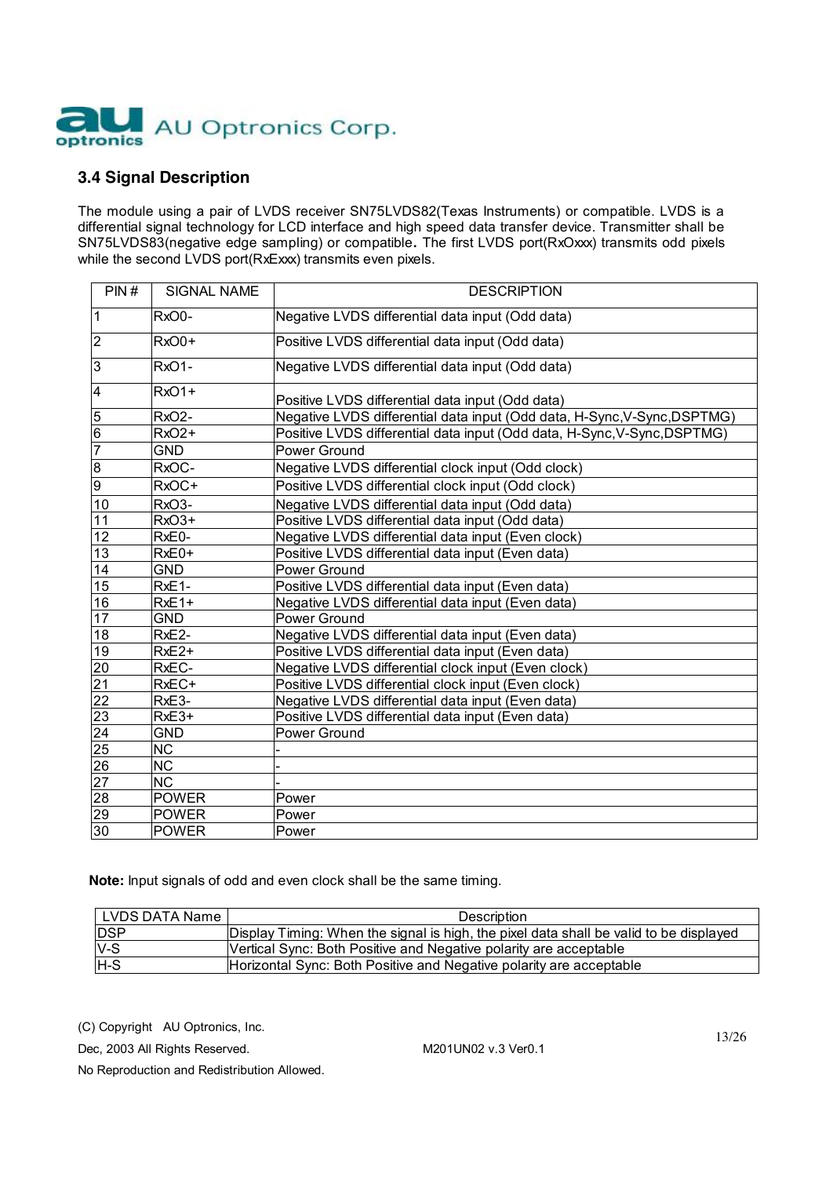### 3.4 Signal Description

The module using a pair of LVDS receiver SN75LVDS82(Texas Instruments) or compatible. LVDS is a differential signal technology for LCD interface and high speed data transfer device. Transmitter shall be SN75LVDS83(negative edge sampling) or compatible**.** The first LVDS port(RxOxxx) transmits odd pixels while the second LVDS port(RxExxx) transmits even pixels.

| PIN # | SIGNAL NAME | DESCRIPTION |
|---|---|---|
| 1 | RxO0- | Negative LVDS differential data input (Odd data) |
| 2 | RxO0+ | Positive LVDS differential data input (Odd data) |
| 3 | RxO1- | Negative LVDS differential data input (Odd data) |
| 4 | RxO1+ | Positive LVDS differential data input (Odd data) |
| 5 | RxO2- | Negative LVDS differential data input (Odd data, H-Sync,V-Sync,DSPTMG) |
| 6 | RxO2+ | Positive LVDS differential data input (Odd data, H-Sync,V-Sync,DSPTMG) |
| 7 | GND | Power Ground |
| 8 | RxOC- | Negative LVDS differential clock input (Odd clock) |
| 9 | RxOC+ | Positive LVDS differential clock input (Odd clock) |
| 10 | RxO3- | Negative LVDS differential data input (Odd data) |
| 11 | RxO3+ | Positive LVDS differential data input (Odd data) |
| 12 | RxE0- | Negative LVDS differential data input (Even clock) |
| 13 | RxE0+ | Positive LVDS differential data input (Even data) |
| 14 | GND | Power Ground |
| 15 | RxE1- | Positive LVDS differential data input (Even data) |
| 16 | RxE1+ | Negative LVDS differential data input (Even data) |
| 17 | GND | Power Ground |
| 18 | RxE2- | Negative LVDS differential data input (Even data) |
| 19 | RxE2+ | Positive LVDS differential data input (Even data) |
| 20 | RxEC- | Negative LVDS differential clock input (Even clock) |
| 21 | RxEC+ | Positive LVDS differential clock input (Even clock) |
| 22 | RxE3- | Negative LVDS differential data input (Even data) |
| 23 | RxE3+ | Positive LVDS differential data input (Even data) |
| 24 | GND | Power Ground |
| 25 | NC | - |
| 26 | NC | - |
| 27 | NC | - |
| 28 | POWER | Power |
| 29 | POWER | Power |
| 30 | POWER | Power |

**Note:** Input signals of odd and even clock shall be the same timing.

| LVDS DATA Name | Description |
|---|---|
| DSP | Display Timing: When the signal is high, the pixel data shall be valid to be displayed |
| V-S | Vertical Sync: Both Positive and Negative polarity are acceptable |
| H-S | Horizontal Sync: Both Positive and Negative polarity are acceptable |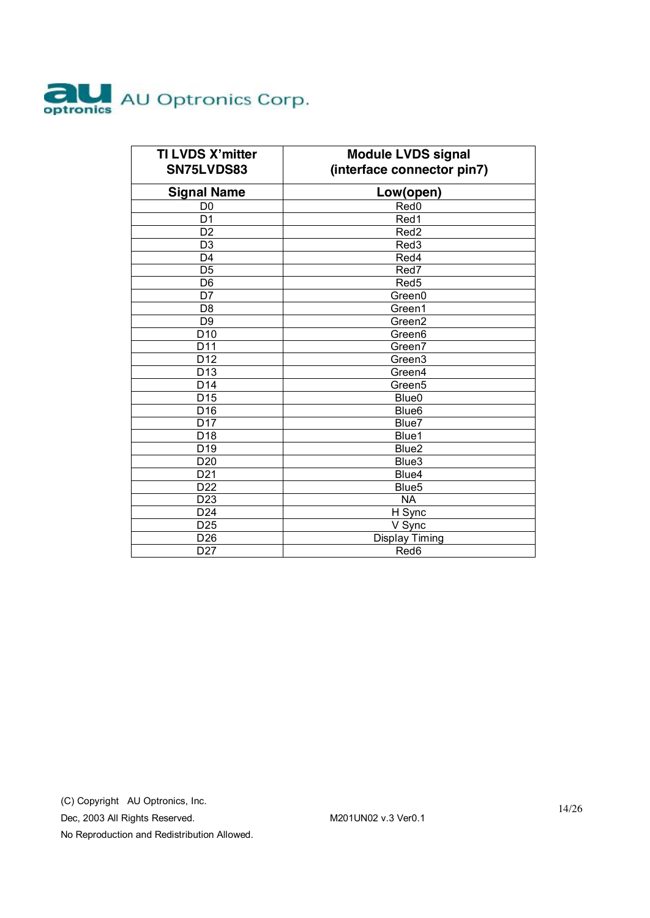| TI LVDS X'mitter SN75LVDS83 | Module LVDS signal (interface connector pin7) |
|---|---|
| **Signal Name** | **Low(open)** |
| D0 | Red0 |
| D1 | Red1 |
| D2 | Red2 |
| D3 | Red3 |
| D4 | Red4 |
| D5 | Red7 |
| D6 | Red5 |
| D7 | Green0 |
| D8 | Green1 |
| D9 | Green2 |
| D10 | Green6 |
| D11 | Green7 |
| D12 | Green3 |
| D13 | Green4 |
| D14 | Green5 |
| D15 | Blue0 |
| D16 | Blue6 |
| D17 | Blue7 |
| D18 | Blue1 |
| D19 | Blue2 |
| D20 | Blue3 |
| D21 | Blue4 |
| D22 | Blue5 |
| D23 | NA |
| D24 | H Sync |
| D25 | V Sync |
| D26 | Display Timing |
| D27 | Red6 |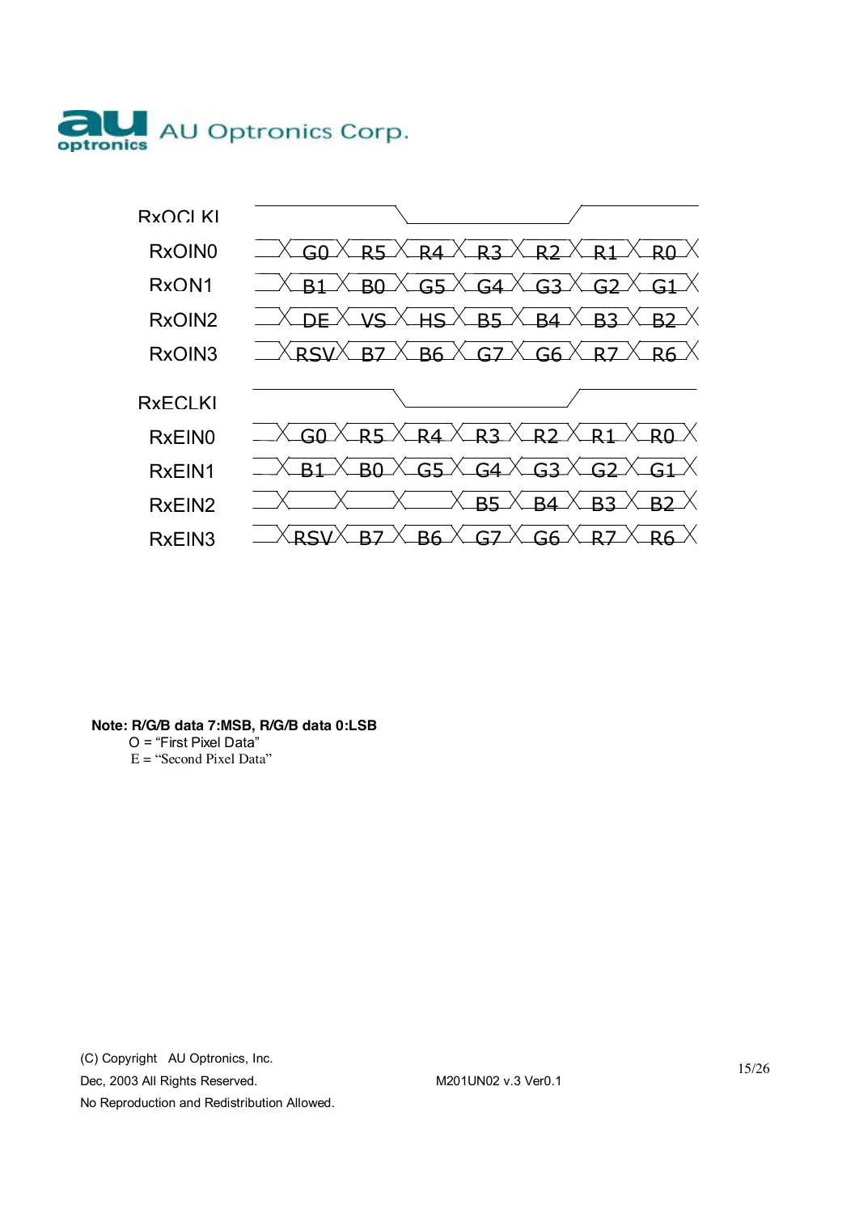| RxOCLKI | | | | | | | |
|---|---|---|---|---|---|---|---|
| RxOIN0 | G0 | R5 | R4 | R3 | R2 | R1 | R0 |
| RxON1 | B1 | B0 | G5 | G4 | G3 | G2 | G1 |
| RxOIN2 | DE | VS | HS | B5 | B4 | B3 | B2 |
| RxOIN3 | RSV | B7 | B6 | G7 | G6 | R7 | R6 |
| RxECLKI | | | | | | | |
| RxEIN0 | G0 | R5 | R4 | R3 | R2 | R1 | R0 |
| RxEIN1 | B1 | B0 | G5 | G4 | G3 | G2 | G1 |
| RxEIN2 | | | | B5 | B4 | B3 | B2 |
| RxEIN3 | RSV | B7 | B6 | G7 | G6 | R7 | R6 |

**Note: R/G/B data 7:MSB, R/G/B data 0:LSB**

O = "First Pixel Data"

E = "Second Pixel Data"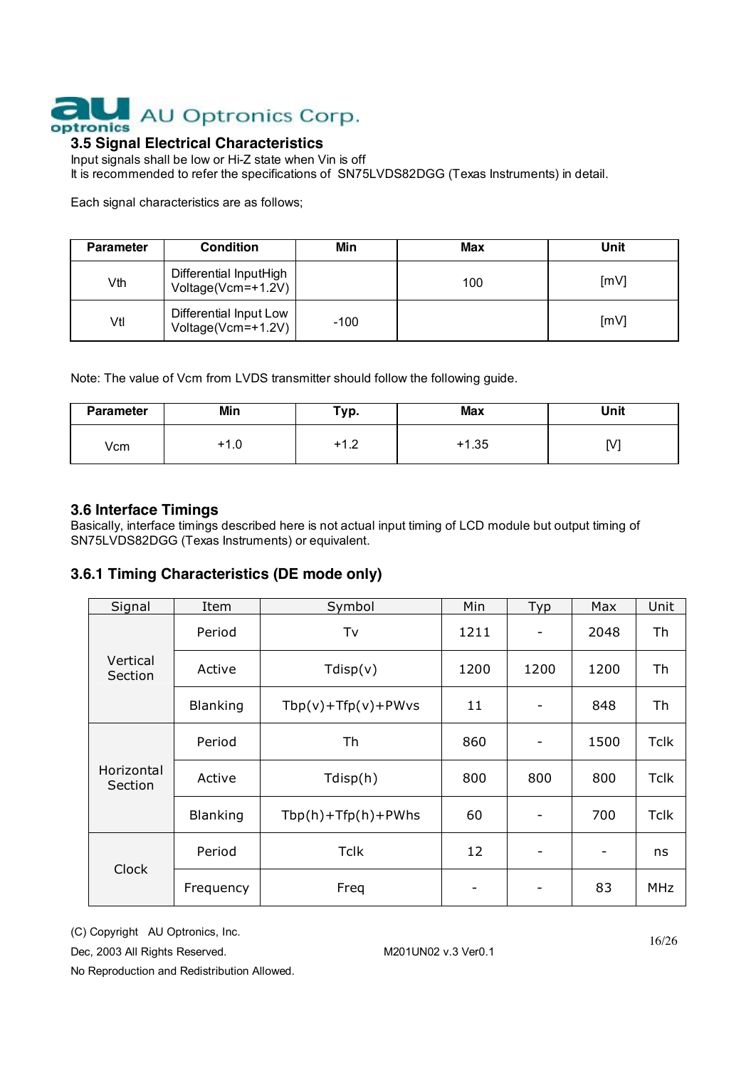## 3.5 Signal Electrical Characteristics

Input signals shall be low or Hi-Z state when Vin is off
It is recommended to refer the specifications of SN75LVDS82DGG (Texas Instruments) in detail.

Each signal characteristics are as follows;

| Parameter | Condition | Min | Max | Unit |
|---|---|---|---|---|
| Vth | Differential InputHigh Voltage(Vcm=+1.2V) | | 100 | [mV] |
| Vtl | Differential Input Low Voltage(Vcm=+1.2V) | -100 | | [mV] |

Note: The value of Vcm from LVDS transmitter should follow the following guide.

| Parameter | Min | Typ. | Max | Unit |
|---|---|---|---|---|
| Vcm | +1.0 | +1.2 | +1.35 | [V] |

## 3.6 Interface Timings

Basically, interface timings described here is not actual input timing of LCD module but output timing of SN75LVDS82DGG (Texas Instruments) or equivalent.

### 3.6.1 Timing Characteristics (DE mode only)

| Signal | Item | Symbol | Min | Typ | Max | Unit |
|---|---|---|---|---|---|---|
| Vertical Section | Period | Tv | 1211 | - | 2048 | Th |
| | Active | Tdisp(v) | 1200 | 1200 | 1200 | Th |
| | Blanking | Tbp(v)+Tfp(v)+PWvs | 11 | - | 848 | Th |
| Horizontal Section | Period | Th | 860 | - | 1500 | Tclk |
| | Active | Tdisp(h) | 800 | 800 | 800 | Tclk |
| | Blanking | Tbp(h)+Tfp(h)+PWhs | 60 | - | 700 | Tclk |
| Clock | Period | Tclk | 12 | - | - | ns |
| | Frequency | Freq | - | - | 83 | MHz |

(C) Copyright AU Optronics, Inc.
Dec, 2003 All Rights Reserved. M201UN02 v.3 Ver0.1
No Reproduction and Redistribution Allowed.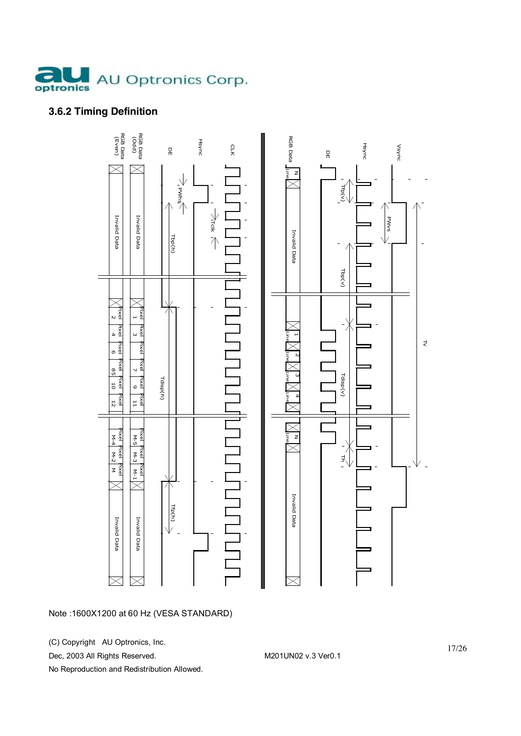### 3.6.2 Timing Definition

Note :1600X1200 at 60 Hz (VESA STANDARD)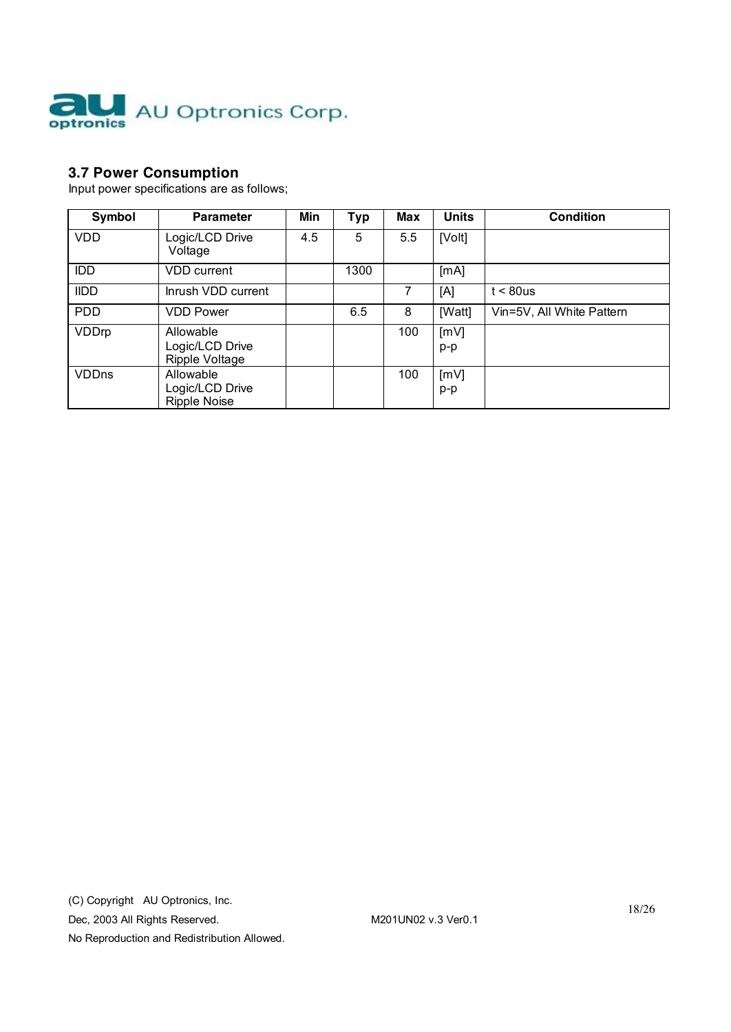### 3.7 Power Consumption

Input power specifications are as follows;

| Symbol | Parameter | Min | Typ | Max | Units | Condition |
|---|---|---|---|---|---|---|
| VDD | Logic/LCD Drive Voltage | 4.5 | 5 | 5.5 | [Volt] | |
| IDD | VDD current | | 1300 | | [mA] | |
| IIDD | Inrush VDD current | | | 7 | [A] | t < 80us |
| PDD | VDD Power | | 6.5 | 8 | [Watt] | Vin=5V, All White Pattern |
| VDDrp | Allowable Logic/LCD Drive Ripple Voltage | | | 100 | [mV] p-p | |
| VDDns | Allowable Logic/LCD Drive Ripple Noise | | | 100 | [mV] p-p | |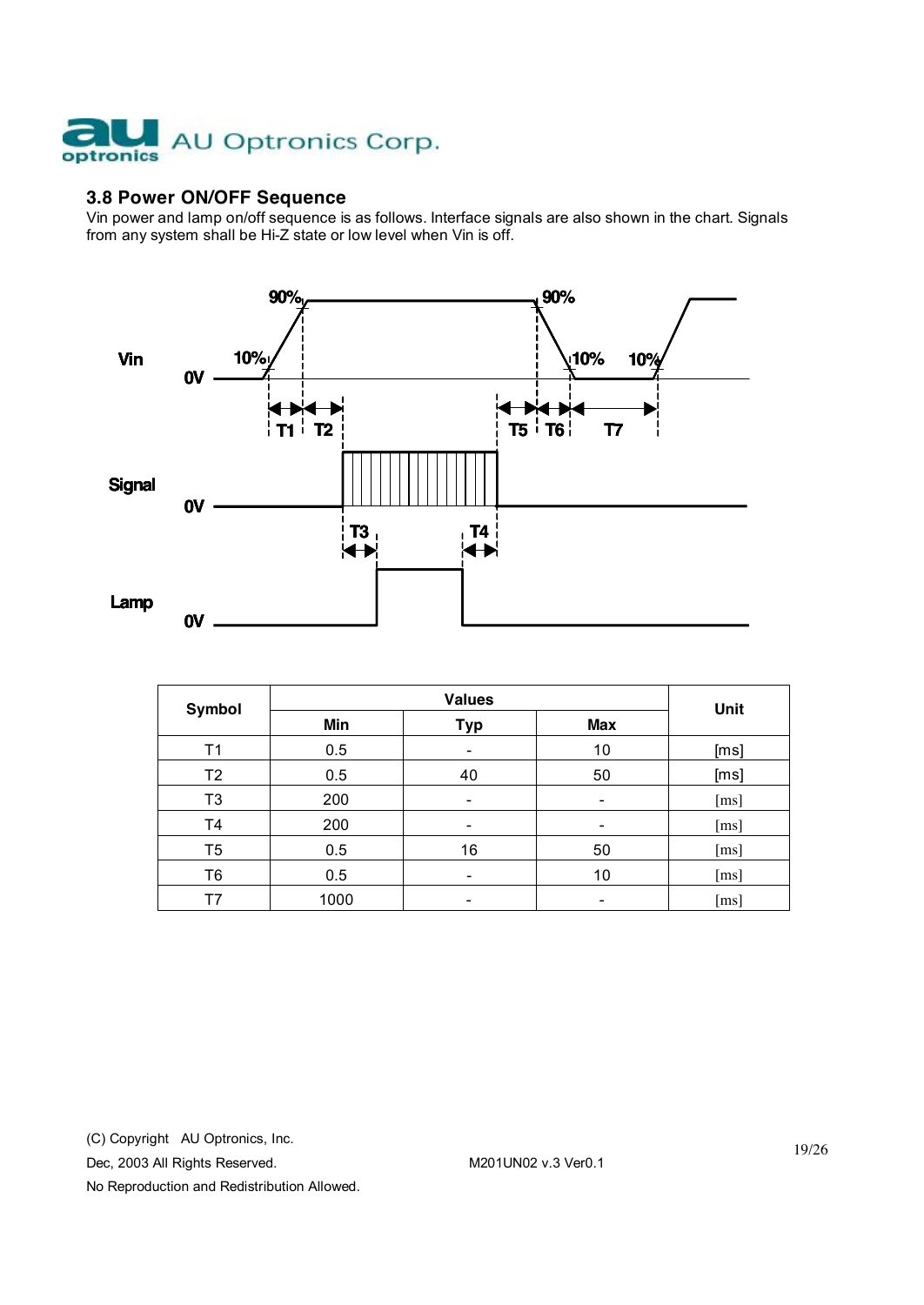### 3.8 Power ON/OFF Sequence

Vin power and lamp on/off sequence is as follows. Interface signals are also shown in the chart. Signals from any system shall be Hi-Z state or low level when Vin is off.

| Symbol | Values | | | Unit |
|---|---|---|---|---|
| | Min | Typ | Max | |
| T1 | 0.5 | - | 10 | [ms] |
| T2 | 0.5 | 40 | 50 | [ms] |
| T3 | 200 | - | - | [ms] |
| T4 | 200 | - | - | [ms] |
| T5 | 0.5 | 16 | 50 | [ms] |
| T6 | 0.5 | - | 10 | [ms] |
| T7 | 1000 | - | - | [ms] |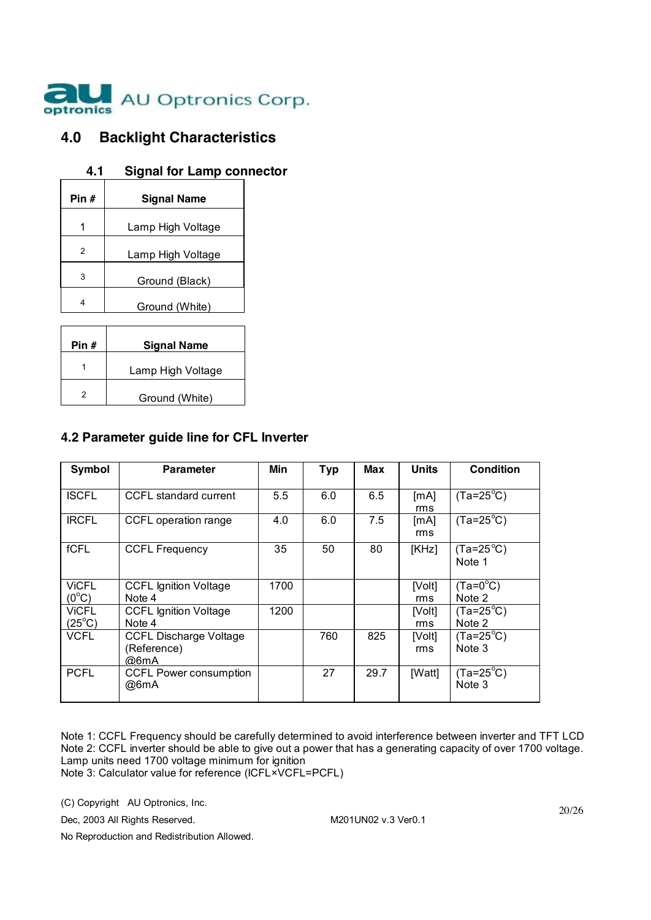## 4.0 Backlight Characteristics

### 4.1 Signal for Lamp connector

| Pin # | Signal Name |
|---|---|
| 1 | Lamp High Voltage |
| 2 | Lamp High Voltage |
| 3 | Ground (Black) |
| 4 | Ground (White) |

| Pin # | Signal Name |
|---|---|
| 1 | Lamp High Voltage |
| 2 | Ground (White) |

### 4.2 Parameter guide line for CFL Inverter

| Symbol | Parameter | Min | Typ | Max | Units | Condition |
|---|---|---|---|---|---|---|
| ISCFL | CCFL standard current | 5.5 | 6.0 | 6.5 | [mA] rms | (Ta=25°C) |
| IRCFL | CCFL operation range | 4.0 | 6.0 | 7.5 | [mA] rms | (Ta=25°C) |
| fCFL | CCFL Frequency | 35 | 50 | 80 | [KHz] | (Ta=25°C) Note 1 |
| ViCFL (0°C) | CCFL Ignition Voltage Note 4 | 1700 | | | [Volt] rms | (Ta=0°C) Note 2 |
| ViCFL (25°C) | CCFL Ignition Voltage Note 4 | 1200 | | | [Volt] rms | (Ta=25°C) Note 2 |
| VCFL | CCFL Discharge Voltage (Reference) @6mA | | 760 | 825 | [Volt] rms | (Ta=25°C) Note 3 |
| PCFL | CCFL Power consumption @6mA | | 27 | 29.7 | [Watt] | (Ta=25°C) Note 3 |

Note 1: CCFL Frequency should be carefully determined to avoid interference between inverter and TFT LCD
Note 2: CCFL inverter should be able to give out a power that has a generating capacity of over 1700 voltage. Lamp units need 1700 voltage minimum for ignition
Note 3: Calculator value for reference (ICFL×VCFL=PCFL)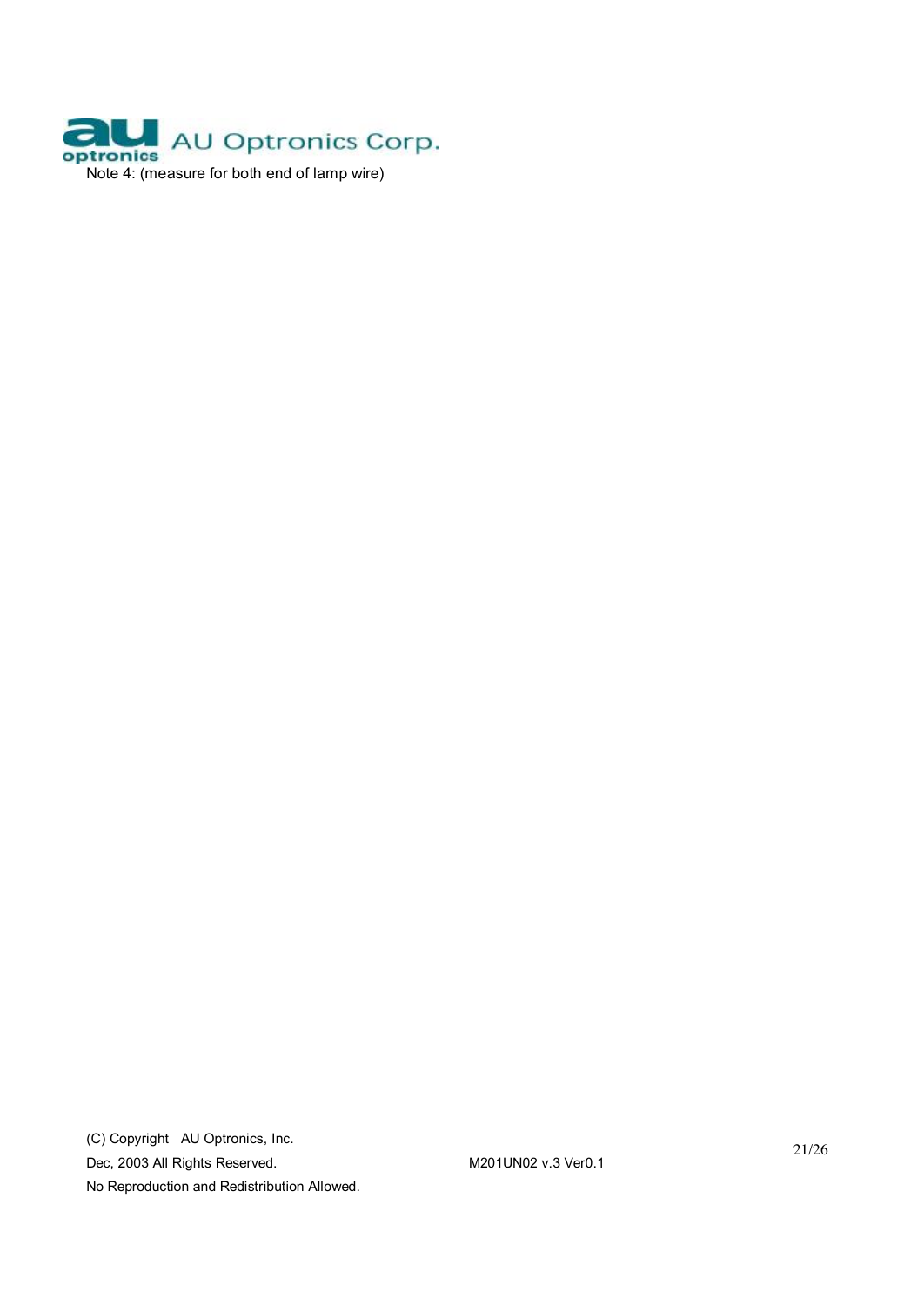Note 4: (measure for both end of lamp wire)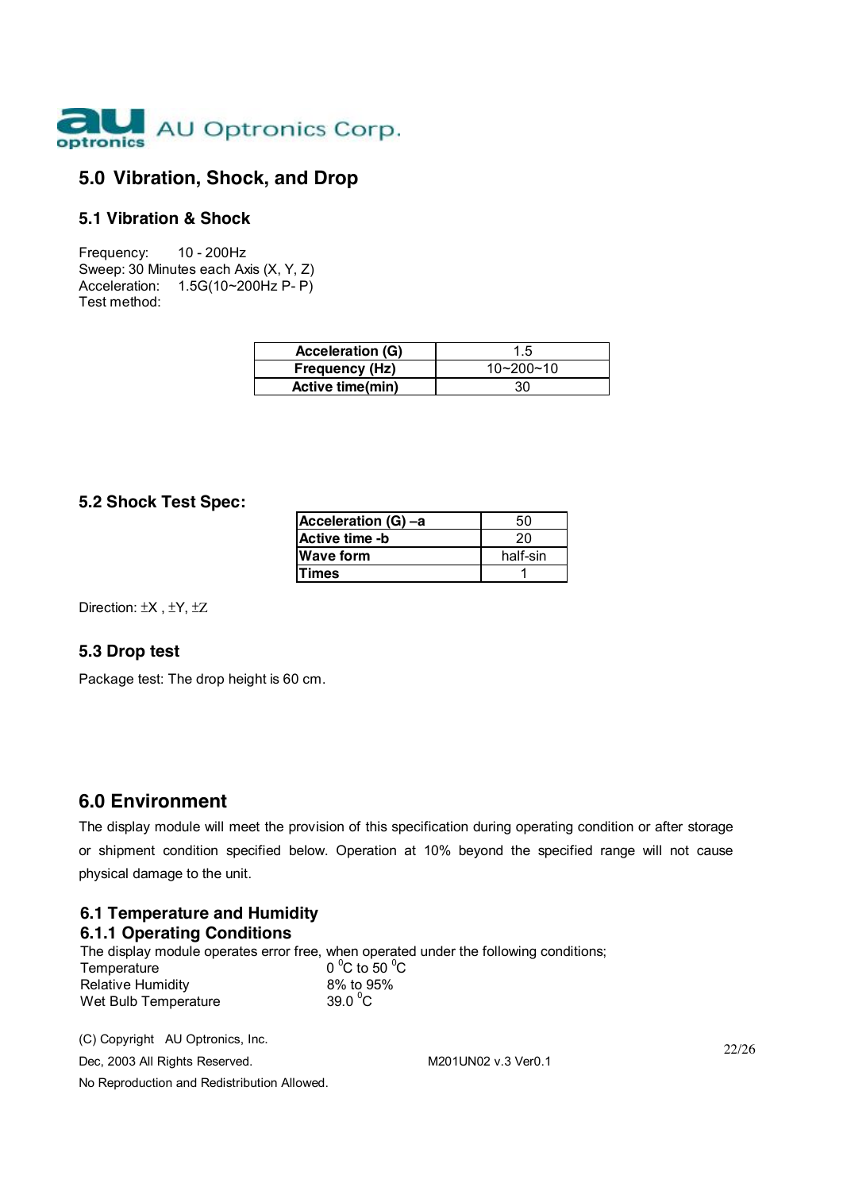## 5.0 Vibration, Shock, and Drop

### 5.1 Vibration & Shock

Frequency: 10 - 200Hz
Sweep: 30 Minutes each Axis (X, Y, Z)
Acceleration: 1.5G(10~200Hz P- P)
Test method:

| Acceleration (G) | 1.5 |
|---|---|
| Frequency (Hz) | 10~200~10 |
| Active time(min) | 30 |

### 5.2 Shock Test Spec:

| Acceleration (G) –a | 50 |
|---|---|
| Active time -b | 20 |
| Wave form | half-sin |
| Times | 1 |

Direction: ±X , ±Y, ±Z

### 5.3 Drop test

Package test: The drop height is 60 cm.

## 6.0 Environment

The display module will meet the provision of this specification during operating condition or after storage or shipment condition specified below. Operation at 10% beyond the specified range will not cause physical damage to the unit.

### 6.1 Temperature and Humidity

#### 6.1.1 Operating Conditions

The display module operates error free, when operated under the following conditions;

| | |
|---|---|
| Temperature | 0 $^{0}$C to 50 $^{0}$C |
| Relative Humidity | 8% to 95% |
| Wet Bulb Temperature | 39.0 $^{0}$C |

(C) Copyright AU Optronics, Inc.
Dec, 2003 All Rights Reserved. M201UN02 v.3 Ver0.1
No Reproduction and Redistribution Allowed.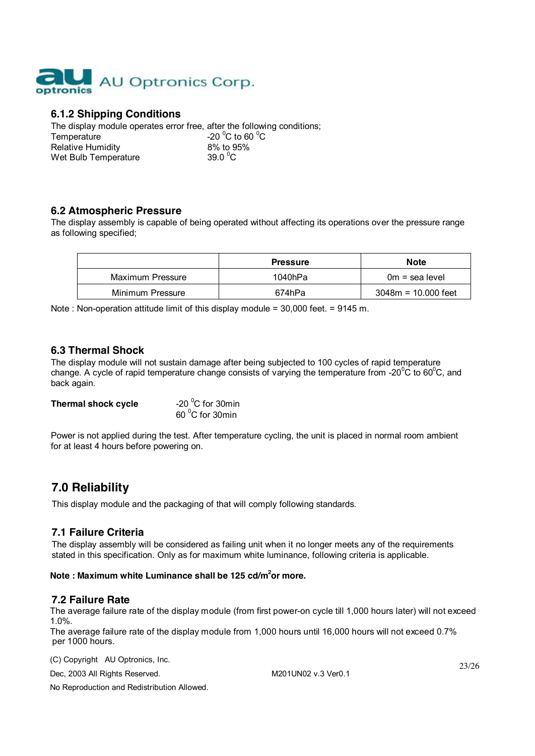### 6.1.2 Shipping Conditions

The display module operates error free, after the following conditions;

Temperature -20 $^0$C to 60 $^0$C
Relative Humidity 8% to 95%
Wet Bulb Temperature 39.0 $^0$C

### 6.2 Atmospheric Pressure

The display assembly is capable of being operated without affecting its operations over the pressure range as following specified;

| | Pressure | Note |
|---|---|---|
| Maximum Pressure | 1040hPa | 0m = sea level |
| Minimum Pressure | 674hPa | 3048m = 10.000 feet |

Note : Non-operation attitude limit of this display module = 30,000 feet. = 9145 m.

### 6.3 Thermal Shock

The display module will not sustain damage after being subjected to 100 cycles of rapid temperature change. A cycle of rapid temperature change consists of varying the temperature from -20$^0$C to 60$^0$C, and back again.

**Thermal shock cycle** -20 $^0$C for 30min
60 $^0$C for 30min

Power is not applied during the test. After temperature cycling, the unit is placed in normal room ambient for at least 4 hours before powering on.

## 7.0 Reliability

This display module and the packaging of that will comply following standards.

### 7.1 Failure Criteria

The display assembly will be considered as failing unit when it no longer meets any of the requirements stated in this specification. Only as for maximum white luminance, following criteria is applicable.

**Note : Maximum white Luminance shall be 125 cd/m$^2$or more.**

### 7.2 Failure Rate

The average failure rate of the display module (from first power-on cycle till 1,000 hours later) will not exceed 1.0%.
The average failure rate of the display module from 1,000 hours until 16,000 hours will not exceed 0.7% per 1000 hours.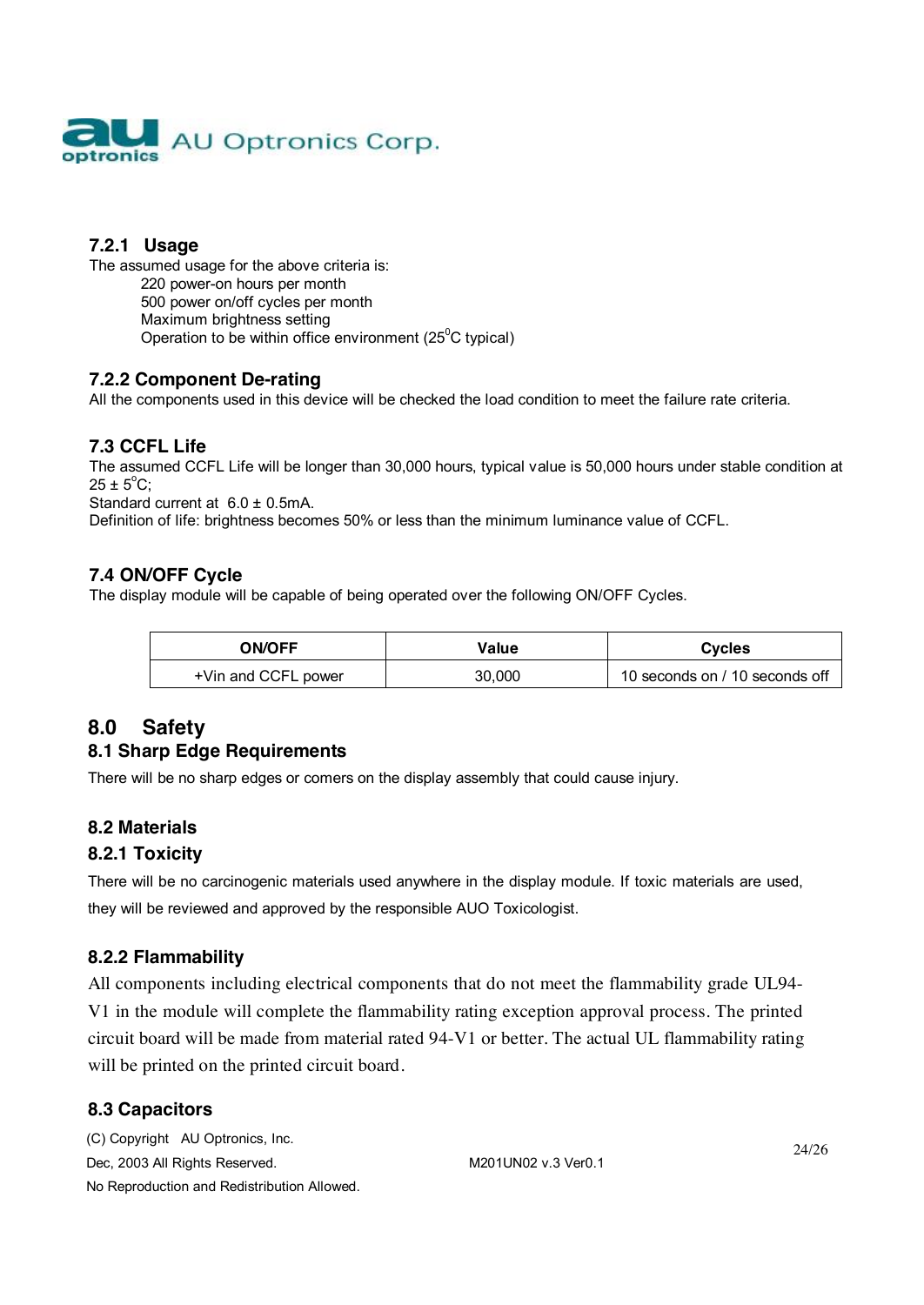#### 7.2.1 Usage

The assumed usage for the above criteria is:

220 power-on hours per month
500 power on/off cycles per month
Maximum brightness setting
Operation to be within office environment ($25^0$C typical)

#### 7.2.2 Component De-rating

All the components used in this device will be checked the load condition to meet the failure rate criteria.

### 7.3 CCFL Life

The assumed CCFL Life will be longer than 30,000 hours, typical value is 50,000 hours under stable condition at $25 \pm 5^0$C;
Standard current at $6.0 \pm 0.5$mA.
Definition of life: brightness becomes 50% or less than the minimum luminance value of CCFL.

### 7.4 ON/OFF Cycle

The display module will be capable of being operated over the following ON/OFF Cycles.

| ON/OFF | Value | Cycles |
|---|---|---|
| +Vin and CCFL power | 30,000 | 10 seconds on / 10 seconds off |

## 8.0 Safety

### 8.1 Sharp Edge Requirements

There will be no sharp edges or comers on the display assembly that could cause injury.

### 8.2 Materials

#### 8.2.1 Toxicity

There will be no carcinogenic materials used anywhere in the display module. If toxic materials are used, they will be reviewed and approved by the responsible AUO Toxicologist.

#### 8.2.2 Flammability

All components including electrical components that do not meet the flammability grade UL94-V1 in the module will complete the flammability rating exception approval process. The printed circuit board will be made from material rated 94-V1 or better. The actual UL flammability rating will be printed on the printed circuit board.

### 8.3 Capacitors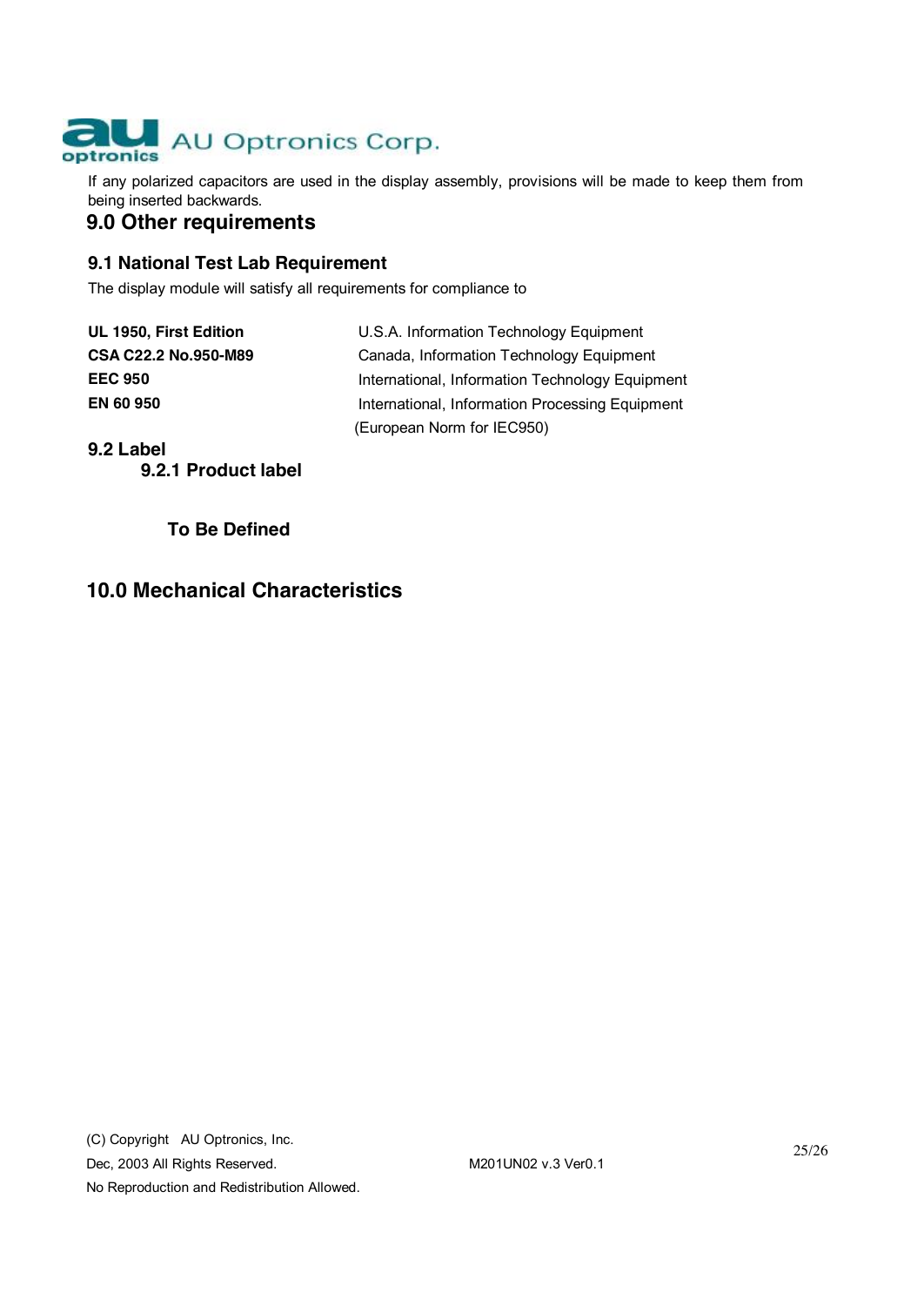If any polarized capacitors are used in the display assembly, provisions will be made to keep them from being inserted backwards.

# 9.0 Other requirements

## 9.1 National Test Lab Requirement

The display module will satisfy all requirements for compliance to

| | |
|---|---|
| **UL 1950, First Edition** | U.S.A. Information Technology Equipment |
| **CSA C22.2 No.950-M89** | Canada, Information Technology Equipment |
| **EEC 950** | International, Information Technology Equipment |
| **EN 60 950** | International, Information Processing Equipment (European Norm for IEC950) |

## 9.2 Label

### 9.2.1 Product label

**To Be Defined**

# 10.0 Mechanical Characteristics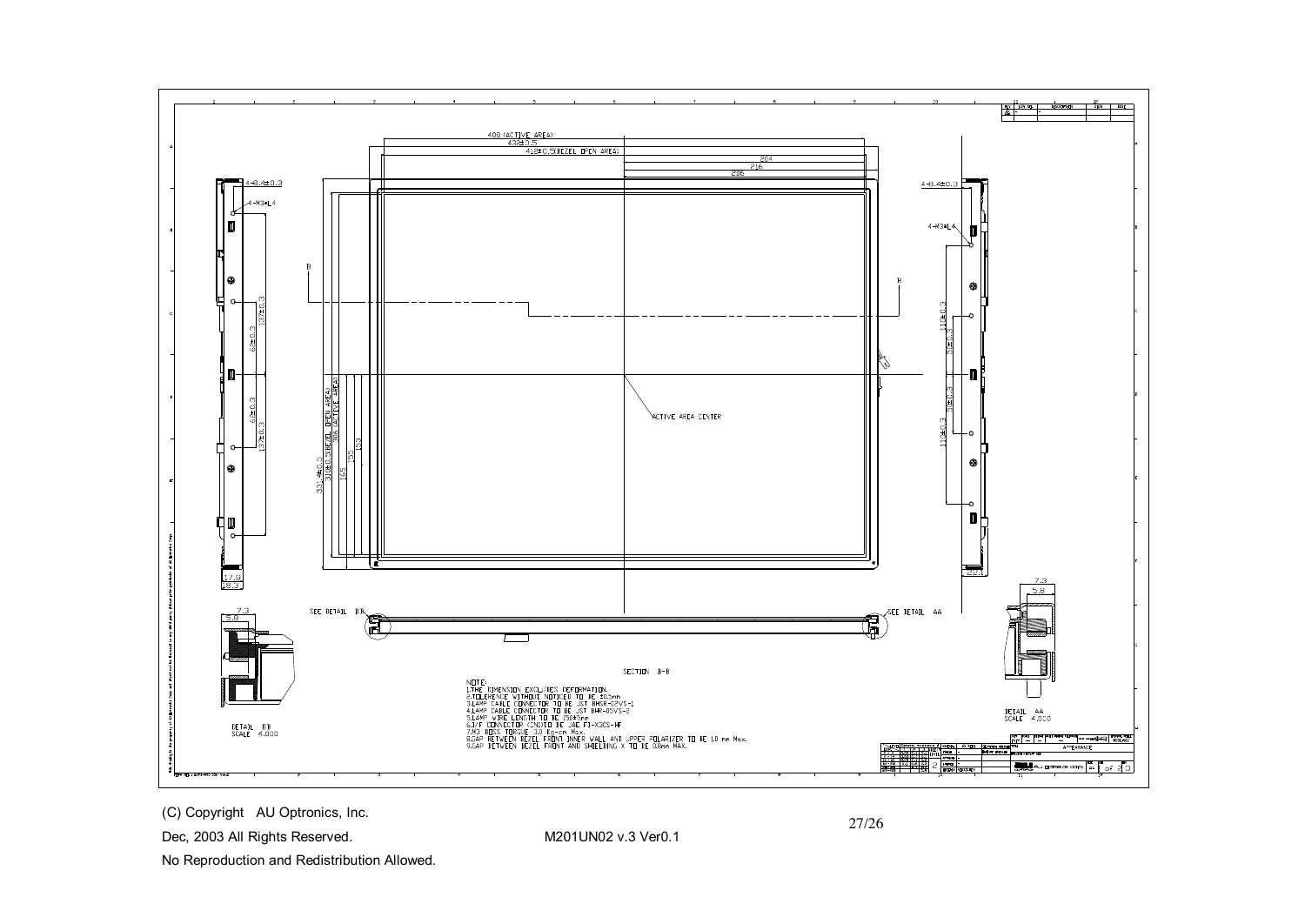NOTE:

1. THE DIMENSION EXCLUDES DEFORMATION.
2. TOLERENCE WITHOUT NOTICED TO BE ±0.5mm
3. LAMP CABLE CONNECTOR TO BE JST BHSR-02VS-1
4. LAMP CABLE CONNECTOR TO BE JST BHR-05VS-2
5. LAMP WIRE LENGTH TO BE 150±5mm
6. I/F CONNECTOR (CN2) TO BE JAE FI-X30S-HF
7. M3 BOSS TORQUE 3.0 Kg-cm Max.
8. GAP BETWEEN BEZEL FRONT INNER WALL AND UPPER POLARIZER TO BE 1.0 mm Max.
9. GAP BETWEEN BEZEL FRONT AND SHIELDING X TO BE 0.8mm MAX.

SECTION B-B

DETAIL BB SCALE 4.000

DETAIL AA SCALE 4.000

APPEARANCE

(C) Copyright AU Optronics, Inc.

Dec, 2003 All Rights Reserved. M201UN02 v.3 Ver0.1

No Reproduction and Redistribution Allowed.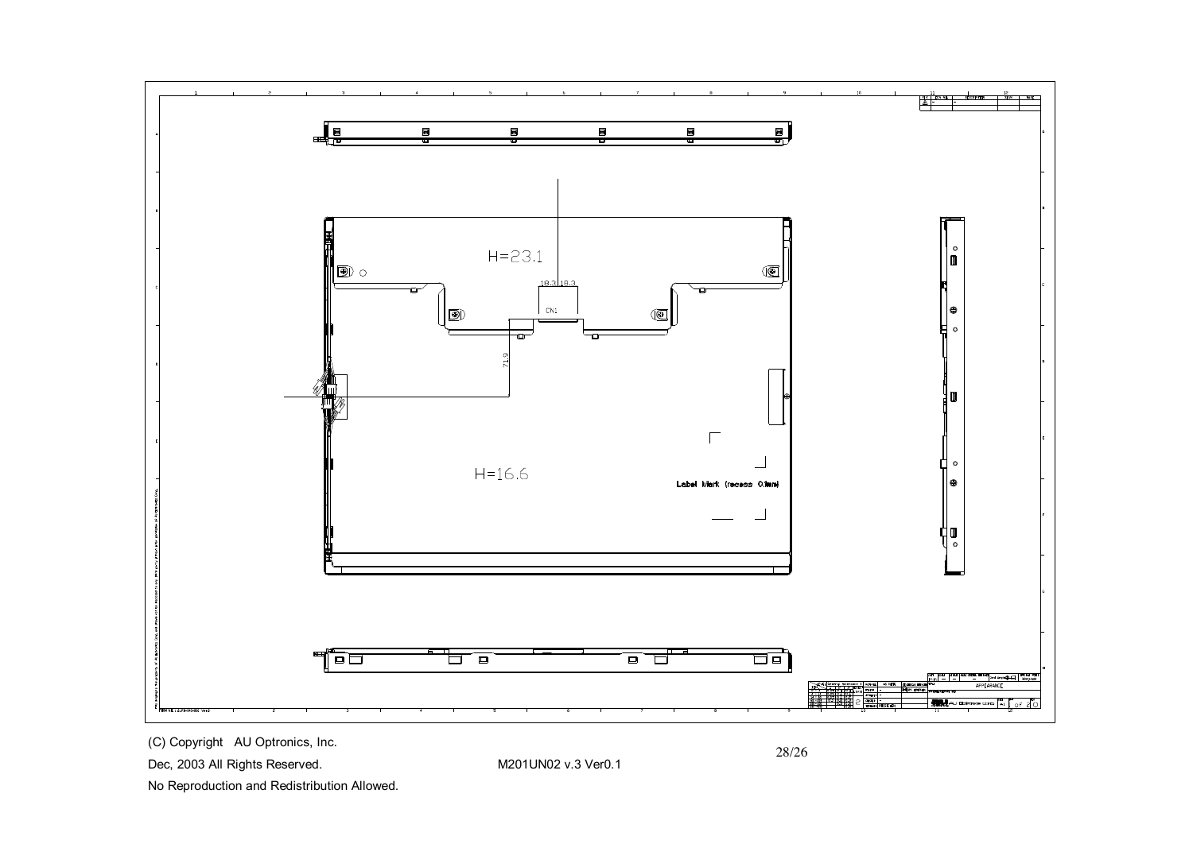H=23.1

18.3 18.3

CN1

71.9

H=16.6

Label Mark (recess 0.1mm)

APPEARANCE

(C) Copyright AU Optronics, Inc.

Dec, 2003 All Rights Reserved. M201UN02 v.3 Ver0.1

No Reproduction and Redistribution Allowed.